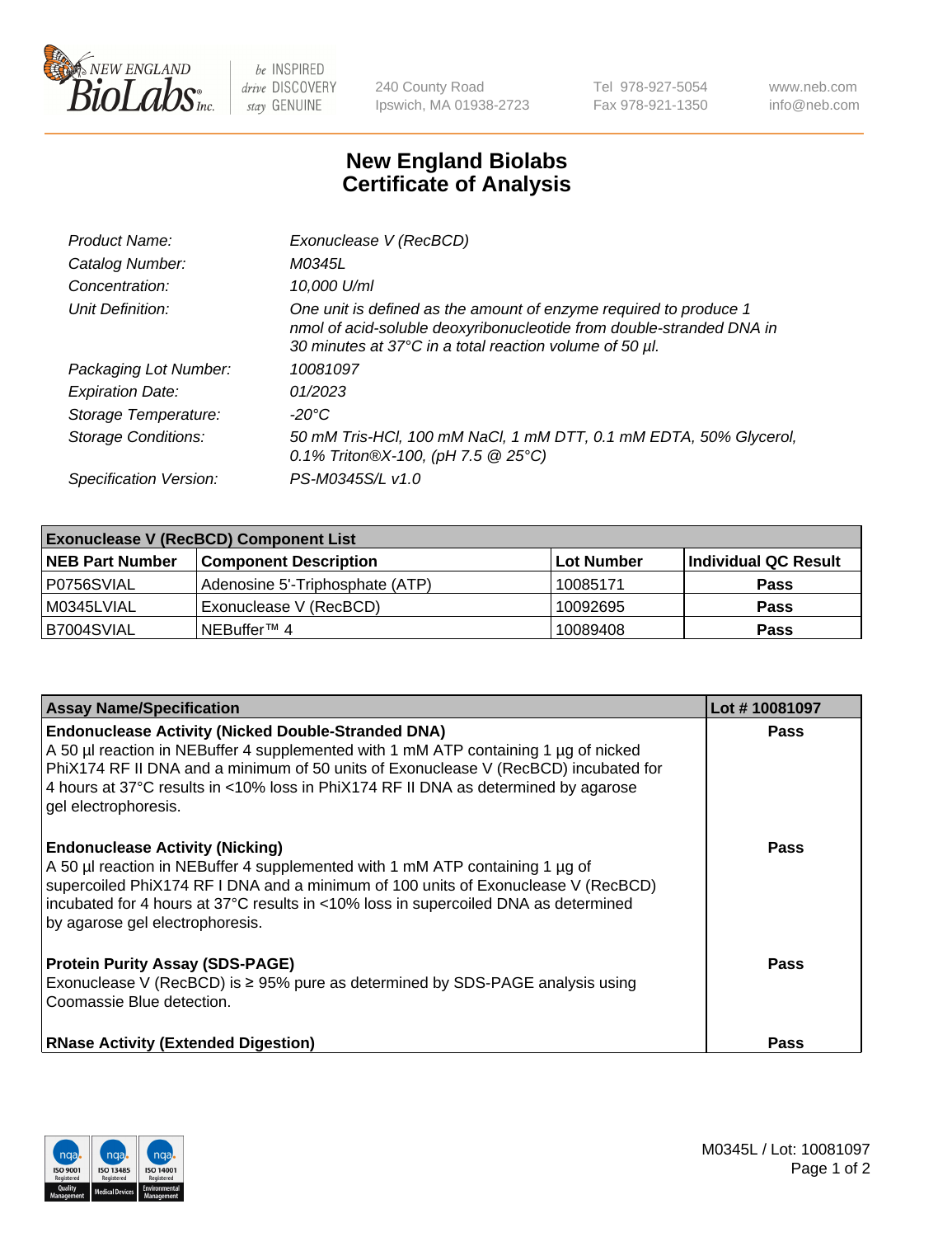240 County Road
Ipswich, MA 01938-2723

Tel 978-927-5054
Fax 978-921-1350

www.neb.com
info@neb.com

# New England Biolabs
# Certificate of Analysis

| | |
|---|---|
| *Product Name:* | *Exonuclease V (RecBCD)* |
| *Catalog Number:* | *M0345L* |
| *Concentration:* | *10,000 U/ml* |
| *Unit Definition:* | *One unit is defined as the amount of enzyme required to produce 1 nmol of acid-soluble deoxyribonucleotide from double-stranded DNA in 30 minutes at 37°C in a total reaction volume of 50 µl.* |
| *Packaging Lot Number:* | *10081097* |
| *Expiration Date:* | *01/2023* |
| *Storage Temperature:* | *-20°C* |
| *Storage Conditions:* | *50 mM Tris-HCl, 100 mM NaCl, 1 mM DTT, 0.1 mM EDTA, 50% Glycerol, 0.1% Triton®X-100, (pH 7.5 @ 25°C)* |
| *Specification Version:* | *PS-M0345S/L v1.0* |

| **Exonuclease V (RecBCD) Component List** | | | |
|---|---|---|---|
| **NEB Part Number** | **Component Description** | **Lot Number** | **Individual QC Result** |
| P0756SVIAL | Adenosine 5'-Triphosphate (ATP) | 10085171 | **Pass** |
| M0345LVIAL | Exonuclease V (RecBCD) | 10092695 | **Pass** |
| B7004SVIAL | NEBuffer™ 4 | 10089408 | **Pass** |

| **Assay Name/Specification** | **Lot # 10081097** |
|---|---|
| **Endonuclease Activity (Nicked Double-Stranded DNA)** A 50 µl reaction in NEBuffer 4 supplemented with 1 mM ATP containing 1 µg of nicked PhiX174 RF II DNA and a minimum of 50 units of Exonuclease V (RecBCD) incubated for 4 hours at 37°C results in <10% loss in PhiX174 RF II DNA as determined by agarose gel electrophoresis. | **Pass** |
| **Endonuclease Activity (Nicking)** A 50 µl reaction in NEBuffer 4 supplemented with 1 mM ATP containing 1 µg of supercoiled PhiX174 RF I DNA and a minimum of 100 units of Exonuclease V (RecBCD) incubated for 4 hours at 37°C results in <10% loss in supercoiled DNA as determined by agarose gel electrophoresis. | **Pass** |
| **Protein Purity Assay (SDS-PAGE)** Exonuclease V (RecBCD) is ≥ 95% pure as determined by SDS-PAGE analysis using Coomassie Blue detection. | **Pass** |
| **RNase Activity (Extended Digestion)** | **Pass** |

M0345L / Lot: 10081097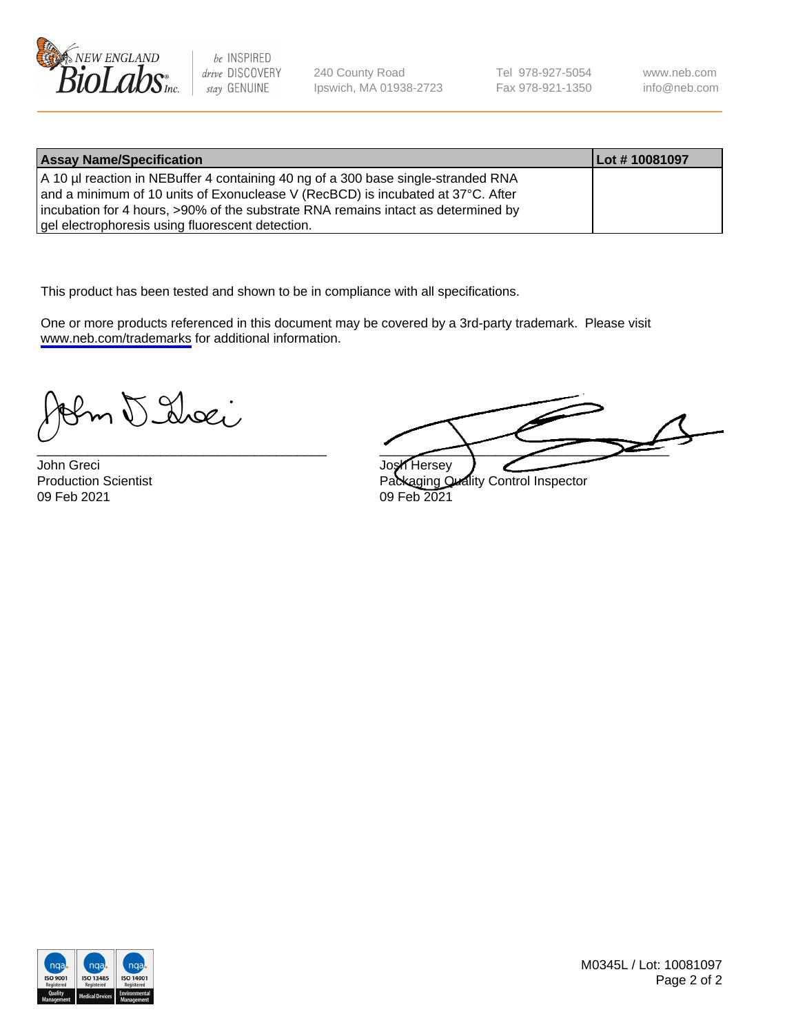| Assay Name/Specification | Lot # 10081097 |
| --- | --- |
| A 10 µl reaction in NEBuffer 4 containing 40 ng of a 300 base single-stranded RNA and a minimum of 10 units of Exonuclease V (RecBCD) is incubated at 37°C. After incubation for 4 hours, >90% of the substrate RNA remains intact as determined by gel electrophoresis using fluorescent detection. | |

This product has been tested and shown to be in compliance with all specifications.

One or more products referenced in this document may be covered by a 3rd-party trademark. Please visit www.neb.com/trademarks for additional information.

John Greci
Production Scientist
09 Feb 2021

Josh Hersey
Packaging Quality Control Inspector
09 Feb 2021

M0345L / Lot: 10081097